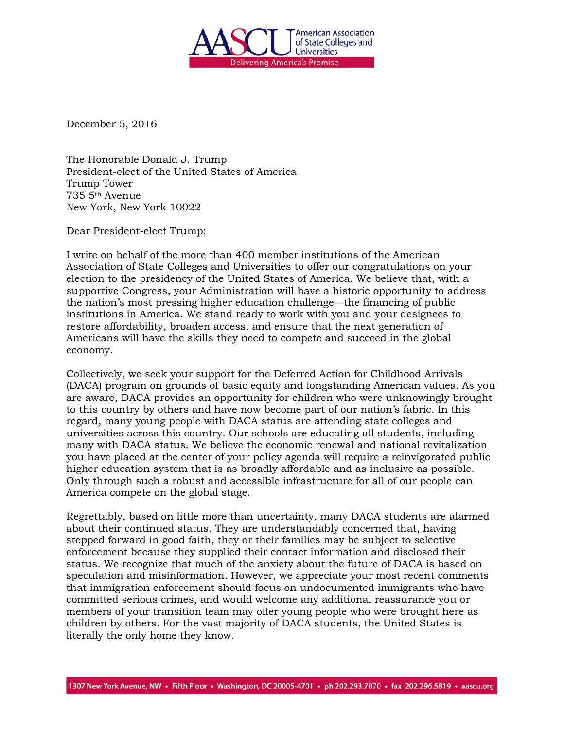December 5, 2016

The Honorable Donald J. Trump  
President-elect of the United States of America  
Trump Tower  
735 5th Avenue  
New York, New York 10022

Dear President-elect Trump:

I write on behalf of the more than 400 member institutions of the American Association of State Colleges and Universities to offer our congratulations on your election to the presidency of the United States of America. We believe that, with a supportive Congress, your Administration will have a historic opportunity to address the nation's most pressing higher education challenge—the financing of public institutions in America. We stand ready to work with you and your designees to restore affordability, broaden access, and ensure that the next generation of Americans will have the skills they need to compete and succeed in the global economy.

Collectively, we seek your support for the Deferred Action for Childhood Arrivals (DACA) program on grounds of basic equity and longstanding American values. As you are aware, DACA provides an opportunity for children who were unknowingly brought to this country by others and have now become part of our nation's fabric. In this regard, many young people with DACA status are attending state colleges and universities across this country. Our schools are educating all students, including many with DACA status. We believe the economic renewal and national revitalization you have placed at the center of your policy agenda will require a reinvigorated public higher education system that is as broadly affordable and as inclusive as possible. Only through such a robust and accessible infrastructure for all of our people can America compete on the global stage.

Regrettably, based on little more than uncertainty, many DACA students are alarmed about their continued status. They are understandably concerned that, having stepped forward in good faith, they or their families may be subject to selective enforcement because they supplied their contact information and disclosed their status. We recognize that much of the anxiety about the future of DACA is based on speculation and misinformation. However, we appreciate your most recent comments that immigration enforcement should focus on undocumented immigrants who have committed serious crimes, and would welcome any additional reassurance you or members of your transition team may offer young people who were brought here as children by others. For the vast majority of DACA students, the United States is literally the only home they know.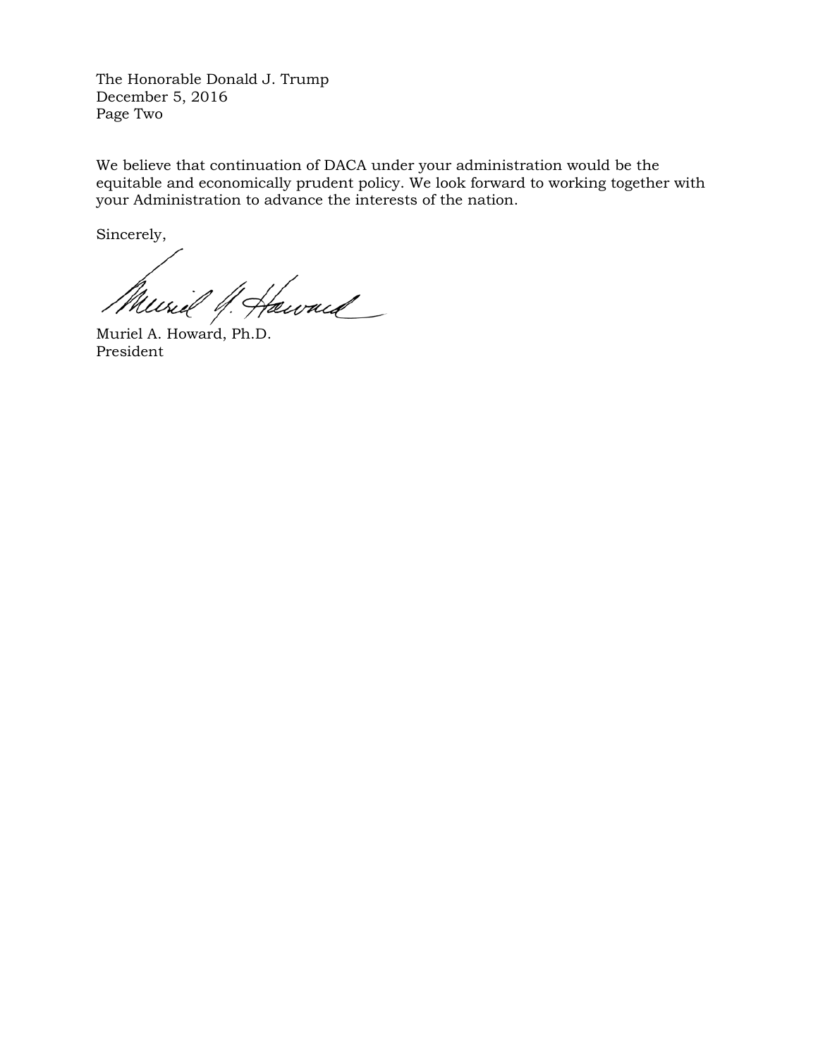We believe that continuation of DACA under your administration would be the equitable and economically prudent policy. We look forward to working together with your Administration to advance the interests of the nation.

Sincerely,

Muriel A. Howard, Ph.D.
President